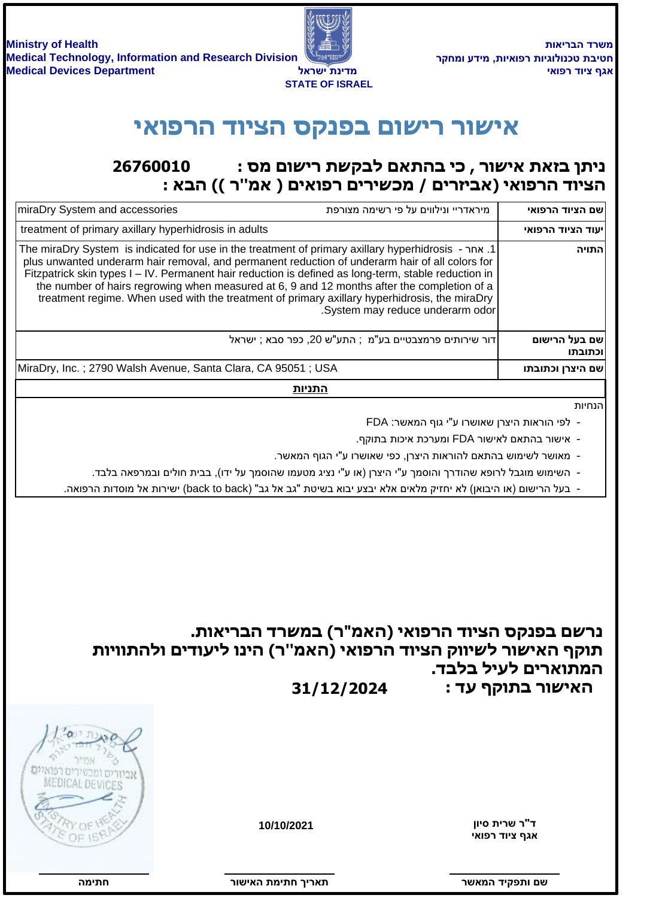Ministry of Health
Medical Technology, Information and Research Division
Medical Devices Department

משרד הבריאות
חטיבת טכנולוגיות רפואיות, מידע ומחקר
אגף ציוד רפואי

מדינת ישראל
STATE OF ISRAEL

# אישור רישום בפנקס הציוד הרפואי

## ניתן בזאת אישור , כי בהתאם לבקשת רישום מס : 26760010
## הציוד הרפואי (אביזרים / מכשירים רפואיים ( אמ"ר )) הבא :

| | |
|---|---|
| שם הציוד הרפואי | miraDry System and accessories מיראדריי ונילווים על פי רשימה מצורפת |
| יעוד הציוד הרפואי | treatment of primary axillary hyperhidrosis in adults |
| התויה | 1. אחר - The miraDry System is indicated for use in the treatment of primary axillary hyperhidrosis plus unwanted underarm hair removal, and permanent reduction of underarm hair of all colors for Fitzpatrick skin types I – IV. Permanent hair reduction is defined as long-term, stable reduction in the number of hairs regrowing when measured at 6, 9 and 12 months after the completion of a treatment regime. When used with the treatment of primary axillary hyperhidrosis, the miraDry System may reduce underarm odor. |
| שם בעל הרישום וכתובתו | דור שירותים פרמצבטיים בע"מ ; התע"ש 20, כפר סבא ; ישראל |
| שם היצרן וכתובתו | MiraDry, Inc. ; 2790 Walsh Avenue, Santa Clara, CA 95051 ; USA |

**התניות**

הנחיות

- לפי הוראות היצרן שאושרו ע"י גוף המאשר: FDA
- אישור בהתאם לאישור FDA ומערכת איכות בתוקף.
- מאושר לשימוש בהתאם להוראות היצרן, כפי שאושרו ע"י הגוף המאשר.
- השימוש מוגבל לרופא שהודרך והוסמך ע"י היצרן (או ע"י נציג מטעמו שהוסמך על ידו), בבית חולים ובמרפאה בלבד.
- בעל הרישום (או היבואן) לא יחזיק מלאים אלא יבצע יבוא בשיטת "גב אל גב" (back to back) ישירות אל מוסדות הרפואה.

**נרשם בפנקס הציוד הרפואי (האמ"ר) במשרד הבריאות.**
**תוקף האישור לשיווק הציוד הרפואי (האמ"ר) הינו ליעודים ולהתוויות המתוארים לעיל בלבד.**
**האישור בתוקף עד : 31/12/2024**

| שם ותפקיד המאשר | תאריך חתימת האישור | חתימה |
|---|---|---|
| ד"ר שרית סיון, אגף ציוד רפואי | 10/10/2021 | |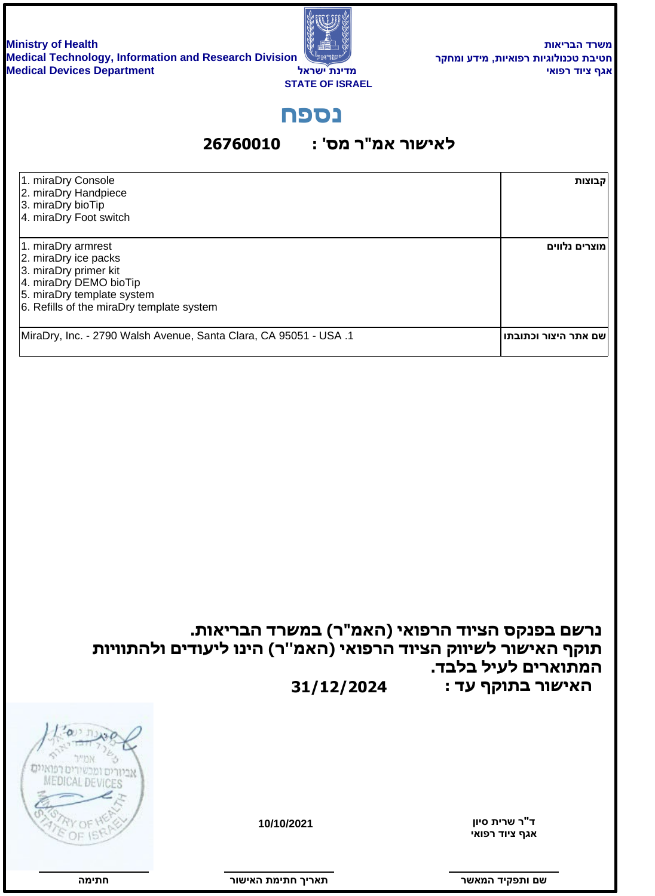Ministry of Health
Medical Technology, Information and Research Division
Medical Devices Department

מדינת ישראל
STATE OF ISRAEL

משרד הבריאות
חטיבת טכנולוגיות רפואיות, מידע ומחקר
אגף ציוד רפואי

# נספח

## לאישור אמ"ר מס' : 26760010

| | |
|---|---|
| קבוצות | 1. miraDry Console<br>2. miraDry Handpiece<br>3. miraDry bioTip<br>4. miraDry Foot switch |
| מוצרים נלווים | 1. miraDry armrest<br>2. miraDry ice packs<br>3. miraDry primer kit<br>4. miraDry DEMO bioTip<br>5. miraDry template system<br>6. Refills of the miraDry template system |
| שם אתר היצור וכתובתו | MiraDry, Inc. - 2790 Walsh Avenue, Santa Clara, CA 95051 - USA .1 |

**נרשם בפנקס הציוד הרפואי (האמ"ר) במשרד הבריאות.**
**תוקף האישור לשיווק הציוד הרפואי (האמ"ר) הינו ליעודים ולהתוויות המתוארים לעיל בלבד.**
**האישור בתוקף עד : 31/12/2024**

ד"ר שרית סיון
אגף ציוד רפואי

10/10/2021

| שם ותפקיד המאשר | תאריך חתימת האישור | חתימה |
|---|---|---|